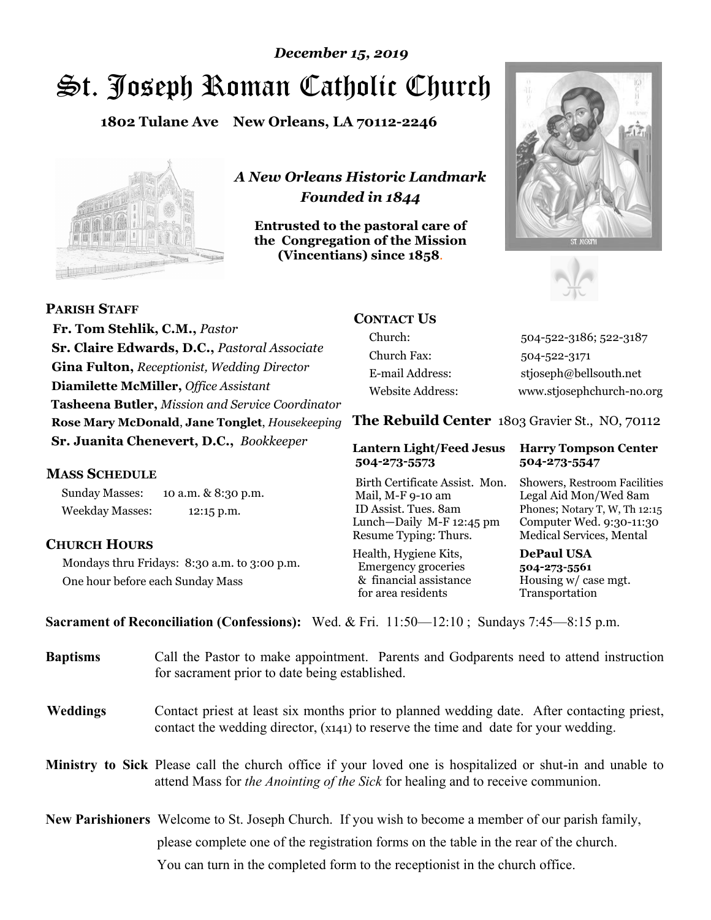*December 15, 2019*

# St. Joseph Roman Catholic Church

**1802 Tulane Ave New Orleans, LA 70112-2246**

*A New Orleans Historic Landmark*
*Founded in 1844*

**Entrusted to the pastoral care of the Congregation of the Mission (Vincentians) since 1858.**

## PARISH STAFF

**Fr. Tom Stehlik, C.M.,** *Pastor*
**Sr. Claire Edwards, D.C.,** *Pastoral Associate*
**Gina Fulton,** *Receptionist, Wedding Director*
**Diamilette McMiller,** *Office Assistant*
**Tasheena Butler,** *Mission and Service Coordinator*
**Rose Mary McDonald**, **Jane Tonglet**, *Housekeeping*
**Sr. Juanita Chenevert, D.C.,** *Bookkeeper*

## MASS SCHEDULE

Sunday Masses: 10 a.m. & 8:30 p.m.
Weekday Masses: 12:15 p.m.

## CHURCH HOURS

Mondays thru Fridays: 8:30 a.m. to 3:00 p.m.
One hour before each Sunday Mass

## CONTACT US

| | |
|---|---|
| Church: | 504-522-3186; 522-3187 |
| Church Fax: | 504-522-3171 |
| E-mail Address: | stjoseph@bellsouth.net |
| Website Address: | www.stjosephchurch-no.org |

## The Rebuild Center 1803 Gravier St., NO, 70112

| **Lantern Light/Feed Jesus 504-273-5573** | **Harry Tompson Center 504-273-5547** |
|---|---|
| Birth Certificate Assist. Mon. Mail, M-F 9-10 am ID Assist. Tues. 8am Lunch—Daily M-F 12:45 pm Resume Typing: Thurs. | Showers, Restroom Facilities Legal Aid Mon/Wed 8am Phones; Notary T, W, Th 12:15 Computer Wed. 9:30-11:30 Medical Services, Mental |
| Health, Hygiene Kits, Emergency groceries & financial assistance for area residents | **DePaul USA 504-273-5561** Housing w/ case mgt. Transportation |

**Sacrament of Reconciliation (Confessions):** Wed. & Fri. 11:50—12:10 ; Sundays 7:45—8:15 p.m.

**Baptisms** Call the Pastor to make appointment. Parents and Godparents need to attend instruction for sacrament prior to date being established.

**Weddings** Contact priest at least six months prior to planned wedding date. After contacting priest, contact the wedding director, (x141) to reserve the time and date for your wedding.

**Ministry to Sick** Please call the church office if your loved one is hospitalized or shut-in and unable to attend Mass for *the Anointing of the Sick* for healing and to receive communion.

**New Parishioners** Welcome to St. Joseph Church. If you wish to become a member of our parish family, please complete one of the registration forms on the table in the rear of the church. You can turn in the completed form to the receptionist in the church office.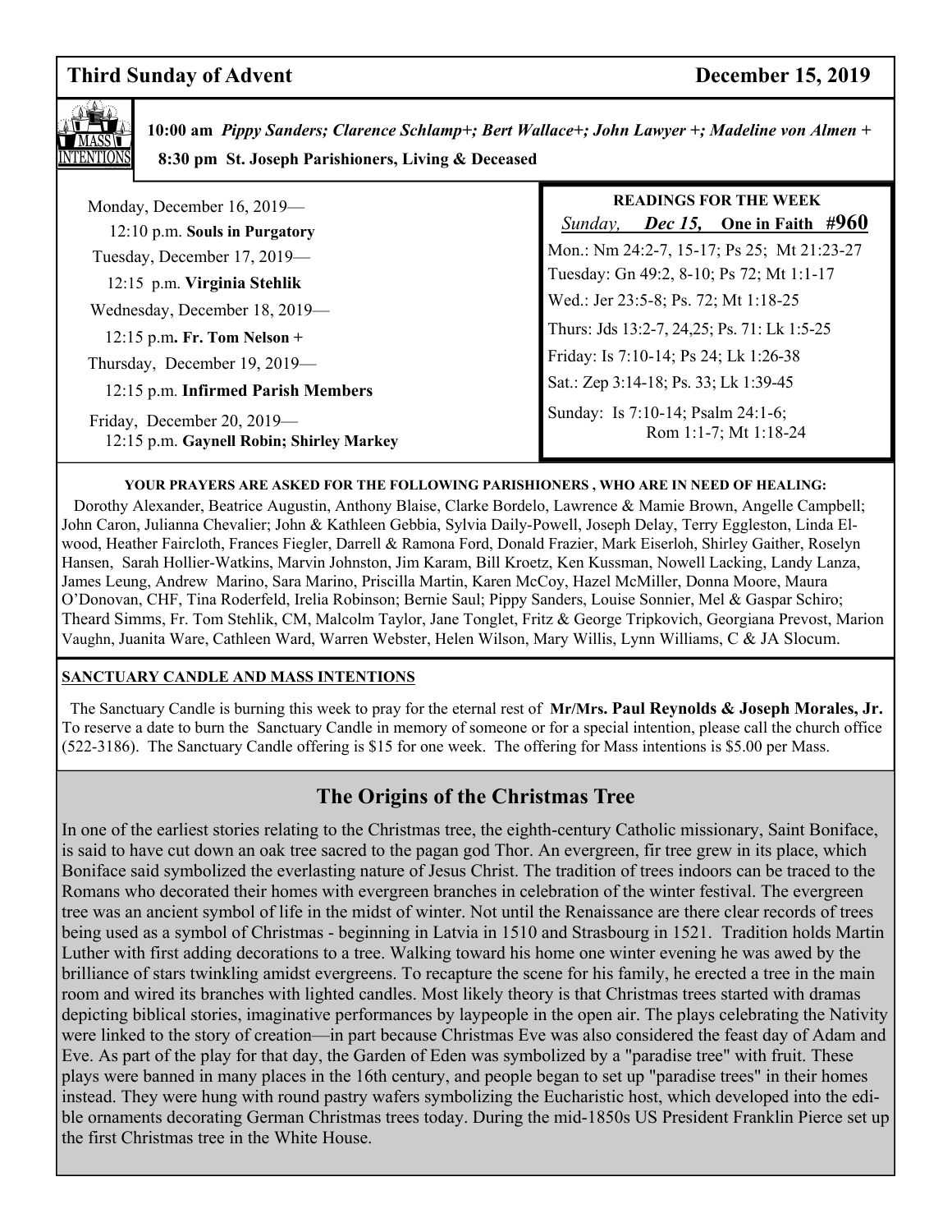## Third Sunday of Advent — December 15, 2019

**MASS INTENTIONS**

**10:00 am** ***Pippy Sanders; Clarence Schlamp+; Bert Wallace+; John Lawyer +; Madeline von Almen +***

**8:30 pm St. Joseph Parishioners, Living & Deceased**

Monday, December 16, 2019—
12:10 p.m. **Souls in Purgatory**

Tuesday, December 17, 2019—
12:15 p.m. **Virginia Stehlik**

Wednesday, December 18, 2019—
12:15 p.m**. Fr. Tom Nelson +**

Thursday, December 19, 2019—
12:15 p.m. **Infirmed Parish Members**

Friday, December 20, 2019—
12:15 p.m. **Gaynell Robin; Shirley Markey**

**READINGS FOR THE WEEK**

*Sunday,* ***Dec 15,*** **One in Faith #960**

Mon.: Nm 24:2-7, 15-17; Ps 25; Mt 21:23-27

Tuesday: Gn 49:2, 8-10; Ps 72; Mt 1:1-17

Wed.: Jer 23:5-8; Ps. 72; Mt 1:18-25

Thurs: Jds 13:2-7, 24,25; Ps. 71: Lk 1:5-25

Friday: Is 7:10-14; Ps 24; Lk 1:26-38

Sat.: Zep 3:14-18; Ps. 33; Lk 1:39-45

Sunday: Is 7:10-14; Psalm 24:1-6; Rom 1:1-7; Mt 1:18-24

**YOUR PRAYERS ARE ASKED FOR THE FOLLOWING PARISHIONERS , WHO ARE IN NEED OF HEALING:**

Dorothy Alexander, Beatrice Augustin, Anthony Blaise, Clarke Bordelo, Lawrence & Mamie Brown, Angelle Campbell; John Caron, Julianna Chevalier; John & Kathleen Gebbia, Sylvia Daily-Powell, Joseph Delay, Terry Eggleston, Linda Elwood, Heather Faircloth, Frances Fiegler, Darrell & Ramona Ford, Donald Frazier, Mark Eiserloh, Shirley Gaither, Roselyn Hansen, Sarah Hollier-Watkins, Marvin Johnston, Jim Karam, Bill Kroetz, Ken Kussman, Nowell Lacking, Landy Lanza, James Leung, Andrew Marino, Sara Marino, Priscilla Martin, Karen McCoy, Hazel McMiller, Donna Moore, Maura O'Donovan, CHF, Tina Roderfeld, Irelia Robinson; Bernie Saul; Pippy Sanders, Louise Sonnier, Mel & Gaspar Schiro; Theard Simms, Fr. Tom Stehlik, CM, Malcolm Taylor, Jane Tonglet, Fritz & George Tripkovich, Georgiana Prevost, Marion Vaughn, Juanita Ware, Cathleen Ward, Warren Webster, Helen Wilson, Mary Willis, Lynn Williams, C & JA Slocum.

**SANCTUARY CANDLE AND MASS INTENTIONS**

The Sanctuary Candle is burning this week to pray for the eternal rest of **Mr/Mrs. Paul Reynolds & Joseph Morales, Jr.** To reserve a date to burn the Sanctuary Candle in memory of someone or for a special intention, please call the church office (522-3186). The Sanctuary Candle offering is $15 for one week. The offering for Mass intentions is $5.00 per Mass.

## The Origins of the Christmas Tree

In one of the earliest stories relating to the Christmas tree, the eighth-century Catholic missionary, Saint Boniface, is said to have cut down an oak tree sacred to the pagan god Thor. An evergreen, fir tree grew in its place, which Boniface said symbolized the everlasting nature of Jesus Christ. The tradition of trees indoors can be traced to the Romans who decorated their homes with evergreen branches in celebration of the winter festival. The evergreen tree was an ancient symbol of life in the midst of winter. Not until the Renaissance are there clear records of trees being used as a symbol of Christmas - beginning in Latvia in 1510 and Strasbourg in 1521. Tradition holds Martin Luther with first adding decorations to a tree. Walking toward his home one winter evening he was awed by the brilliance of stars twinkling amidst evergreens. To recapture the scene for his family, he erected a tree in the main room and wired its branches with lighted candles. Most likely theory is that Christmas trees started with dramas depicting biblical stories, imaginative performances by laypeople in the open air. The plays celebrating the Nativity were linked to the story of creation—in part because Christmas Eve was also considered the feast day of Adam and Eve. As part of the play for that day, the Garden of Eden was symbolized by a "paradise tree" with fruit. These plays were banned in many places in the 16th century, and people began to set up "paradise trees" in their homes instead. They were hung with round pastry wafers symbolizing the Eucharistic host, which developed into the edible ornaments decorating German Christmas trees today. During the mid-1850s US President Franklin Pierce set up the first Christmas tree in the White House.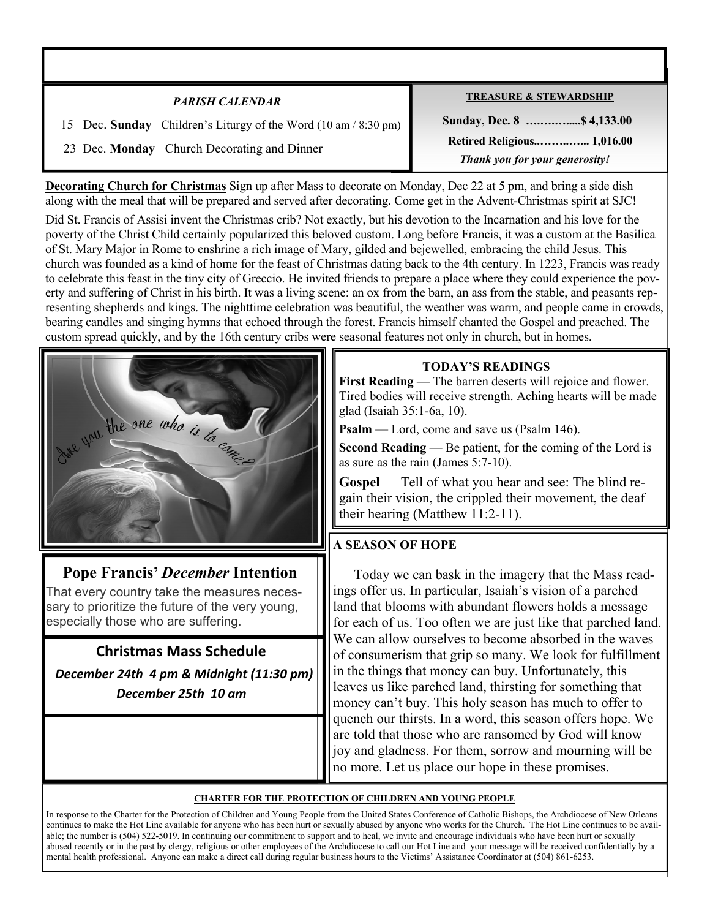***PARISH CALENDAR***

15 Dec. **Sunday** Children's Liturgy of the Word (10 am / 8:30 pm)

23 Dec. **Monday** Church Decorating and Dinner

**TREASURE & STEWARDSHIP**

**Sunday, Dec. 8 ….……….....$ 4,133.00**

**Retired Religious..……..…... 1,016.00**

***Thank you for your generosity!***

**Decorating Church for Christmas** Sign up after Mass to decorate on Monday, Dec 22 at 5 pm, and bring a side dish along with the meal that will be prepared and served after decorating. Come get in the Advent-Christmas spirit at SJC!

Did St. Francis of Assisi invent the Christmas crib? Not exactly, but his devotion to the Incarnation and his love for the poverty of the Christ Child certainly popularized this beloved custom. Long before Francis, it was a custom at the Basilica of St. Mary Major in Rome to enshrine a rich image of Mary, gilded and bejewelled, embracing the child Jesus. This church was founded as a kind of home for the feast of Christmas dating back to the 4th century. In 1223, Francis was ready to celebrate this feast in the tiny city of Greccio. He invited friends to prepare a place where they could experience the poverty and suffering of Christ in his birth. It was a living scene: an ox from the barn, an ass from the stable, and peasants representing shepherds and kings. The nighttime celebration was beautiful, the weather was warm, and people came in crowds, bearing candles and singing hymns that echoed through the forest. Francis himself chanted the Gospel and preached. The custom spread quickly, and by the 16th century cribs were seasonal features not only in church, but in homes.

*Are you the one who is to come?*

**TODAY'S READINGS**

**First Reading** — The barren deserts will rejoice and flower. Tired bodies will receive strength. Aching hearts will be made glad (Isaiah 35:1-6a, 10).

**Psalm** — Lord, come and save us (Psalm 146).

**Second Reading** — Be patient, for the coming of the Lord is as sure as the rain (James 5:7-10).

**Gospel** — Tell of what you hear and see: The blind regain their vision, the crippled their movement, the deaf their hearing (Matthew 11:2-11).

## Pope Francis' *December* Intention

That every country take the measures necessary to prioritize the future of the very young, especially those who are suffering.

## Christmas Mass Schedule

***December 24th 4 pm & Midnight (11:30 pm)***

***December 25th 10 am***

**A SEASON OF HOPE**

Today we can bask in the imagery that the Mass readings offer us. In particular, Isaiah's vision of a parched land that blooms with abundant flowers holds a message for each of us. Too often we are just like that parched land. We can allow ourselves to become absorbed in the waves of consumerism that grip so many. We look for fulfillment in the things that money can buy. Unfortunately, this leaves us like parched land, thirsting for something that money can't buy. This holy season has much to offer to quench our thirsts. In a word, this season offers hope. We are told that those who are ransomed by God will know joy and gladness. For them, sorrow and mourning will be no more. Let us place our hope in these promises.

**CHARTER FOR THE PROTECTION OF CHILDREN AND YOUNG PEOPLE**

In response to the Charter for the Protection of Children and Young People from the United States Conference of Catholic Bishops, the Archdiocese of New Orleans continues to make the Hot Line available for anyone who has been hurt or sexually abused by anyone who works for the Church. The Hot Line continues to be available; the number is (504) 522-5019. In continuing our commitment to support and to heal, we invite and encourage individuals who have been hurt or sexually abused recently or in the past by clergy, religious or other employees of the Archdiocese to call our Hot Line and your message will be received confidentially by a mental health professional. Anyone can make a direct call during regular business hours to the Victims' Assistance Coordinator at (504) 861-6253.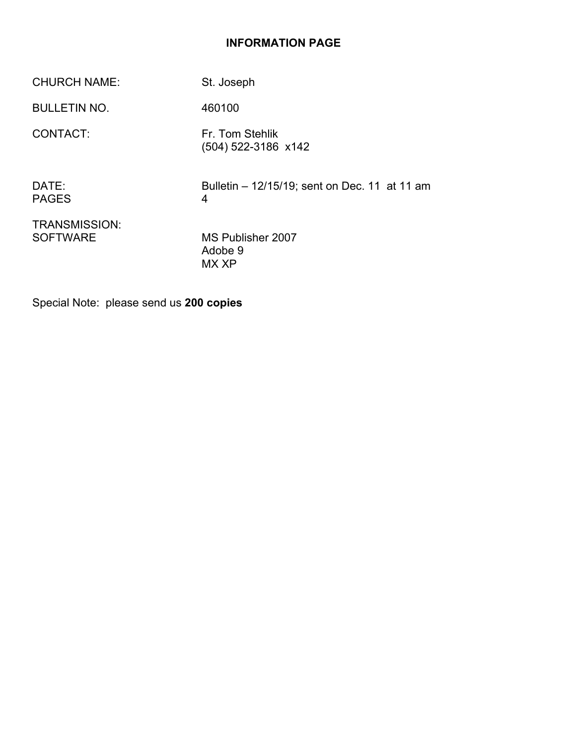# INFORMATION PAGE

| | |
|---|---|
| CHURCH NAME: | St. Joseph |
| BULLETIN NO. | 460100 |
| CONTACT: | Fr. Tom Stehlik<br>(504) 522-3186 x142 |
| DATE:<br>PAGES | Bulletin – 12/15/19; sent on Dec. 11 at 11 am<br>4 |
| TRANSMISSION:<br>SOFTWARE | MS Publisher 2007<br>Adobe 9<br>MX XP |

Special Note: please send us **200 copies**